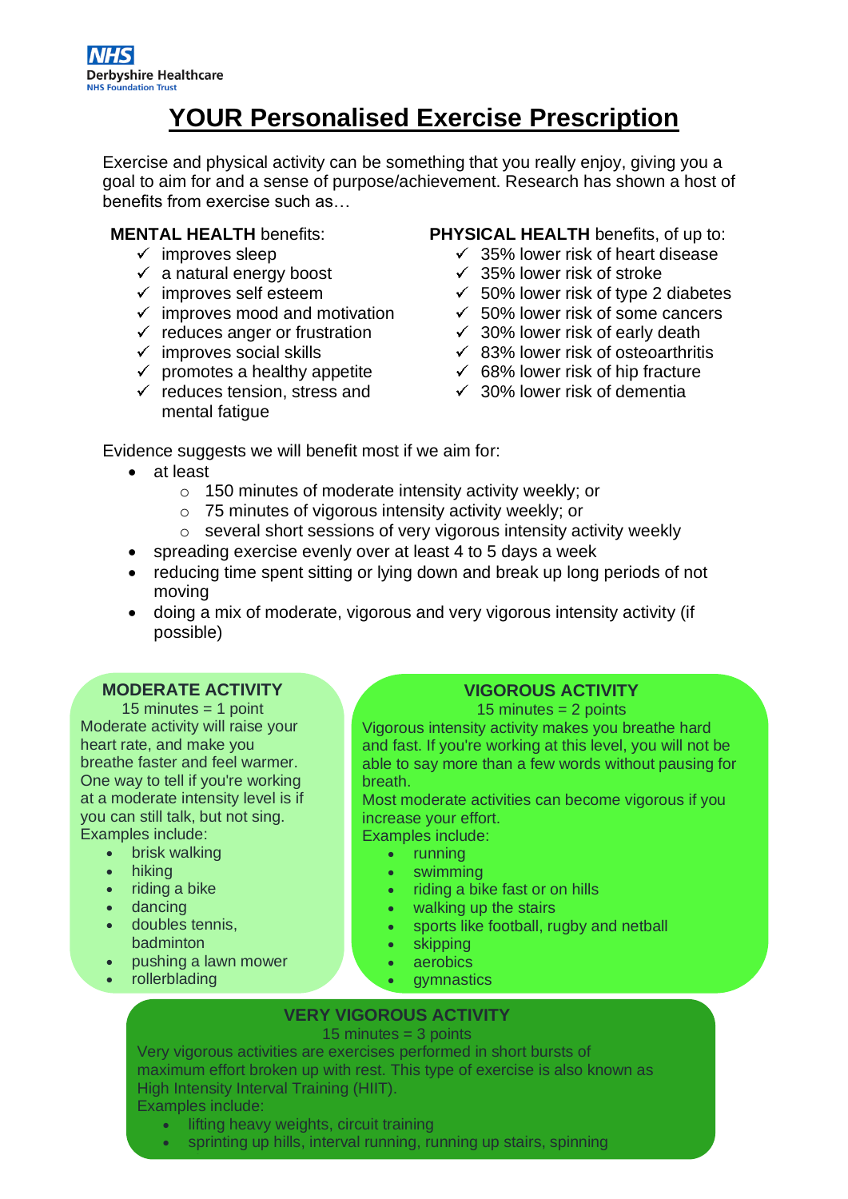NHS
Derbyshire Healthcare
NHS Foundation Trust

# YOUR Personalised Exercise Prescription

Exercise and physical activity can be something that you really enjoy, giving you a goal to aim for and a sense of purpose/achievement. Research has shown a host of benefits from exercise such as…

**MENTAL HEALTH** benefits:

- ✓ improves sleep
- ✓ a natural energy boost
- ✓ improves self esteem
- ✓ improves mood and motivation
- ✓ reduces anger or frustration
- ✓ improves social skills
- ✓ promotes a healthy appetite
- ✓ reduces tension, stress and mental fatigue

**PHYSICAL HEALTH** benefits, of up to:

- ✓ 35% lower risk of heart disease
- ✓ 35% lower risk of stroke
- ✓ 50% lower risk of type 2 diabetes
- ✓ 50% lower risk of some cancers
- ✓ 30% lower risk of early death
- ✓ 83% lower risk of osteoarthritis
- ✓ 68% lower risk of hip fracture
- ✓ 30% lower risk of dementia

Evidence suggests we will benefit most if we aim for:

- at least
  - 150 minutes of moderate intensity activity weekly; or
  - 75 minutes of vigorous intensity activity weekly; or
  - several short sessions of very vigorous intensity activity weekly
- spreading exercise evenly over at least 4 to 5 days a week
- reducing time spent sitting or lying down and break up long periods of not moving
- doing a mix of moderate, vigorous and very vigorous intensity activity (if possible)

**MODERATE ACTIVITY**

15 minutes = 1 point

Moderate activity will raise your heart rate, and make you breathe faster and feel warmer. One way to tell if you're working at a moderate intensity level is if you can still talk, but not sing.

Examples include:

- brisk walking
- hiking
- riding a bike
- dancing
- doubles tennis, badminton
- pushing a lawn mower
- rollerblading

**VIGOROUS ACTIVITY**

15 minutes = 2 points

Vigorous intensity activity makes you breathe hard and fast. If you're working at this level, you will not be able to say more than a few words without pausing for breath.

Most moderate activities can become vigorous if you increase your effort.

Examples include:

- running
- swimming
- riding a bike fast or on hills
- walking up the stairs
- sports like football, rugby and netball
- skipping
- aerobics
- gymnastics

**VERY VIGOROUS ACTIVITY**

15 minutes = 3 points

Very vigorous activities are exercises performed in short bursts of maximum effort broken up with rest. This type of exercise is also known as High Intensity Interval Training (HIIT).

Examples include:

- lifting heavy weights, circuit training
- sprinting up hills, interval running, running up stairs, spinning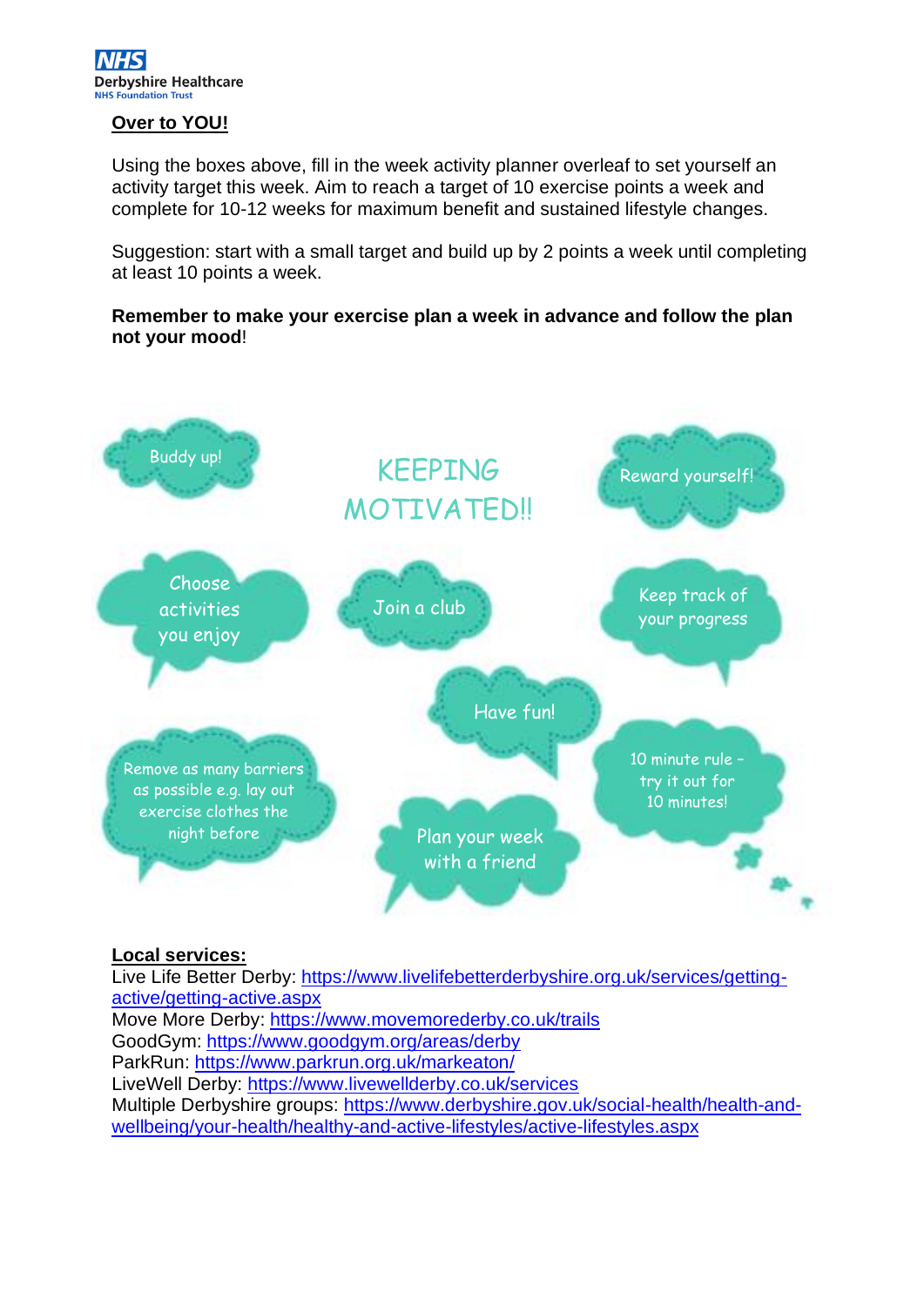**Over to YOU!**

Using the boxes above, fill in the week activity planner overleaf to set yourself an activity target this week. Aim to reach a target of 10 exercise points a week and complete for 10-12 weeks for maximum benefit and sustained lifestyle changes.

Suggestion: start with a small target and build up by 2 points a week until completing at least 10 points a week.

**Remember to make your exercise plan a week in advance and follow the plan not your mood**!

## KEEPING MOTIVATED!!

- Buddy up!
- Reward yourself!
- Choose activities you enjoy
- Join a club
- Keep track of your progress
- Have fun!
- Remove as many barriers as possible e.g. lay out exercise clothes the night before
- 10 minute rule – try it out for 10 minutes!
- Plan your week with a friend

**Local services:**

Live Life Better Derby: https://www.livelifebetterderbyshire.org.uk/services/getting-active/getting-active.aspx
Move More Derby: https://www.movemorederby.co.uk/trails
GoodGym: https://www.goodgym.org/areas/derby
ParkRun: https://www.parkrun.org.uk/markeaton/
LiveWell Derby: https://www.livewellderby.co.uk/services
Multiple Derbyshire groups: https://www.derbyshire.gov.uk/social-health/health-and-wellbeing/your-health/healthy-and-active-lifestyles/active-lifestyles.aspx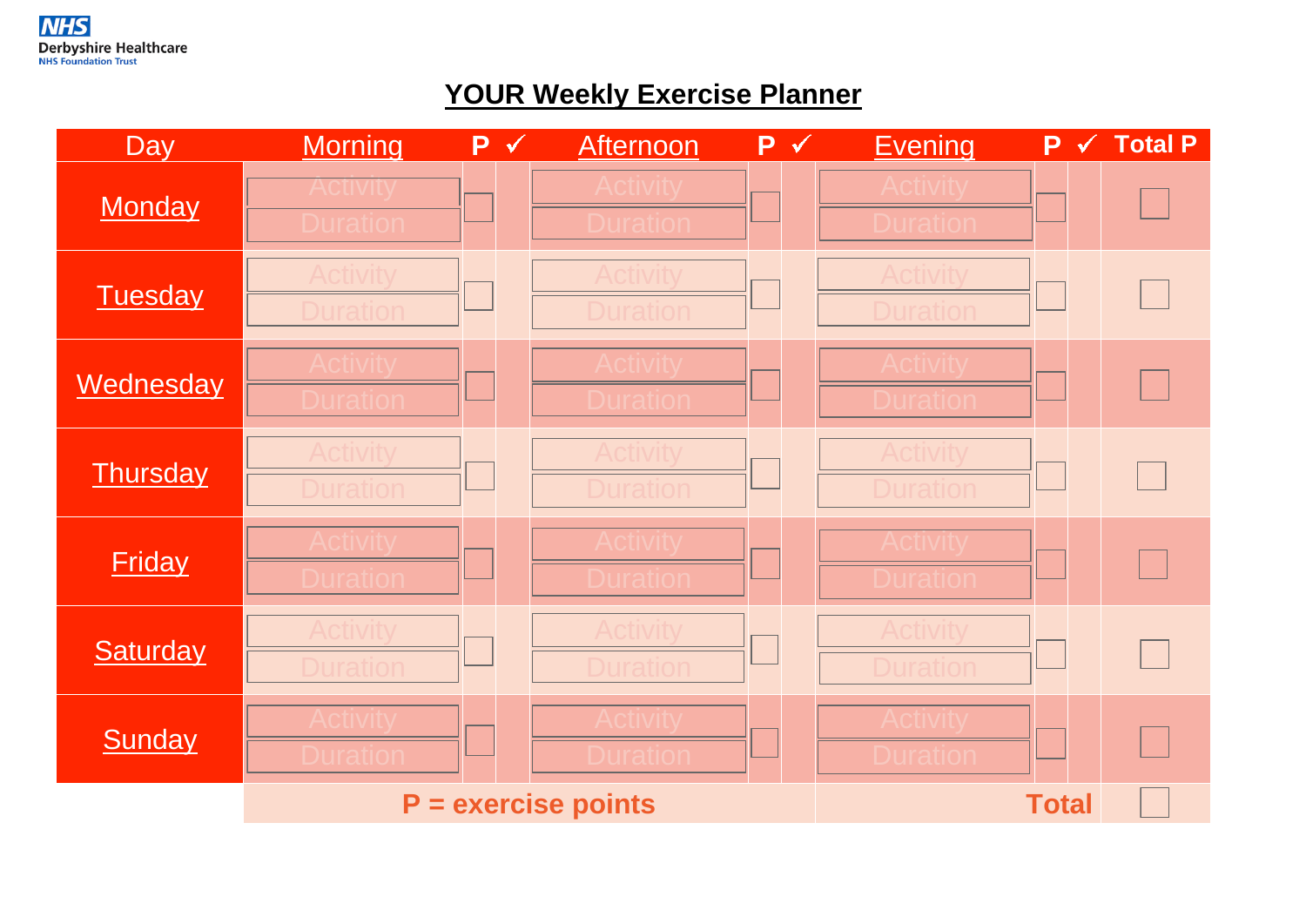Derbyshire Healthcare
NHS Foundation Trust

# YOUR Weekly Exercise Planner

| Day | Morning | P | ✓ | Afternoon | P | ✓ | Evening | P | ✓ | Total P |
|---|---|---|---|---|---|---|---|---|---|---|
| Monday | Activity / Duration | | | Activity / Duration | | | Activity / Duration | | | |
| Tuesday | Activity / Duration | | | Activity / Duration | | | Activity / Duration | | | |
| Wednesday | Activity / Duration | | | Activity / Duration | | | Activity / Duration | | | |
| Thursday | Activity / Duration | | | Activity / Duration | | | Activity / Duration | | | |
| Friday | Activity / Duration | | | Activity / Duration | | | Activity / Duration | | | |
| Saturday | Activity / Duration | | | Activity / Duration | | | Activity / Duration | | | |
| Sunday | Activity / Duration | | | Activity / Duration | | | Activity / Duration | | | |
| | P = exercise points | | | | | | | | Total | |